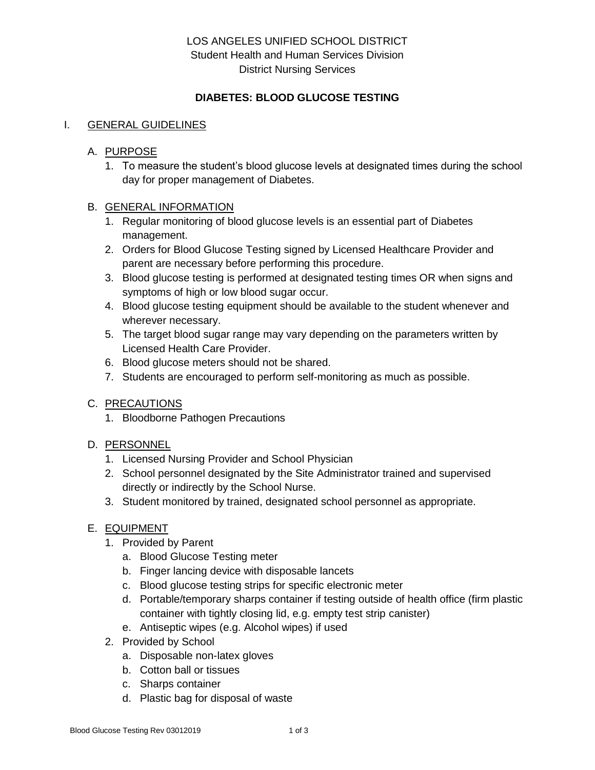LOS ANGELES UNIFIED SCHOOL DISTRICT
Student Health and Human Services Division
District Nursing Services

# DIABETES: BLOOD GLUCOSE TESTING

## I. GENERAL GUIDELINES

### A. PURPOSE

1. To measure the student's blood glucose levels at designated times during the school day for proper management of Diabetes.

### B. GENERAL INFORMATION

1. Regular monitoring of blood glucose levels is an essential part of Diabetes management.
2. Orders for Blood Glucose Testing signed by Licensed Healthcare Provider and parent are necessary before performing this procedure.
3. Blood glucose testing is performed at designated testing times OR when signs and symptoms of high or low blood sugar occur.
4. Blood glucose testing equipment should be available to the student whenever and wherever necessary.
5. The target blood sugar range may vary depending on the parameters written by Licensed Health Care Provider.
6. Blood glucose meters should not be shared.
7. Students are encouraged to perform self-monitoring as much as possible.

### C. PRECAUTIONS

1. Bloodborne Pathogen Precautions

### D. PERSONNEL

1. Licensed Nursing Provider and School Physician
2. School personnel designated by the Site Administrator trained and supervised directly or indirectly by the School Nurse.
3. Student monitored by trained, designated school personnel as appropriate.

### E. EQUIPMENT

1. Provided by Parent
   a. Blood Glucose Testing meter
   b. Finger lancing device with disposable lancets
   c. Blood glucose testing strips for specific electronic meter
   d. Portable/temporary sharps container if testing outside of health office (firm plastic container with tightly closing lid, e.g. empty test strip canister)
   e. Antiseptic wipes (e.g. Alcohol wipes) if used
2. Provided by School
   a. Disposable non-latex gloves
   b. Cotton ball or tissues
   c. Sharps container
   d. Plastic bag for disposal of waste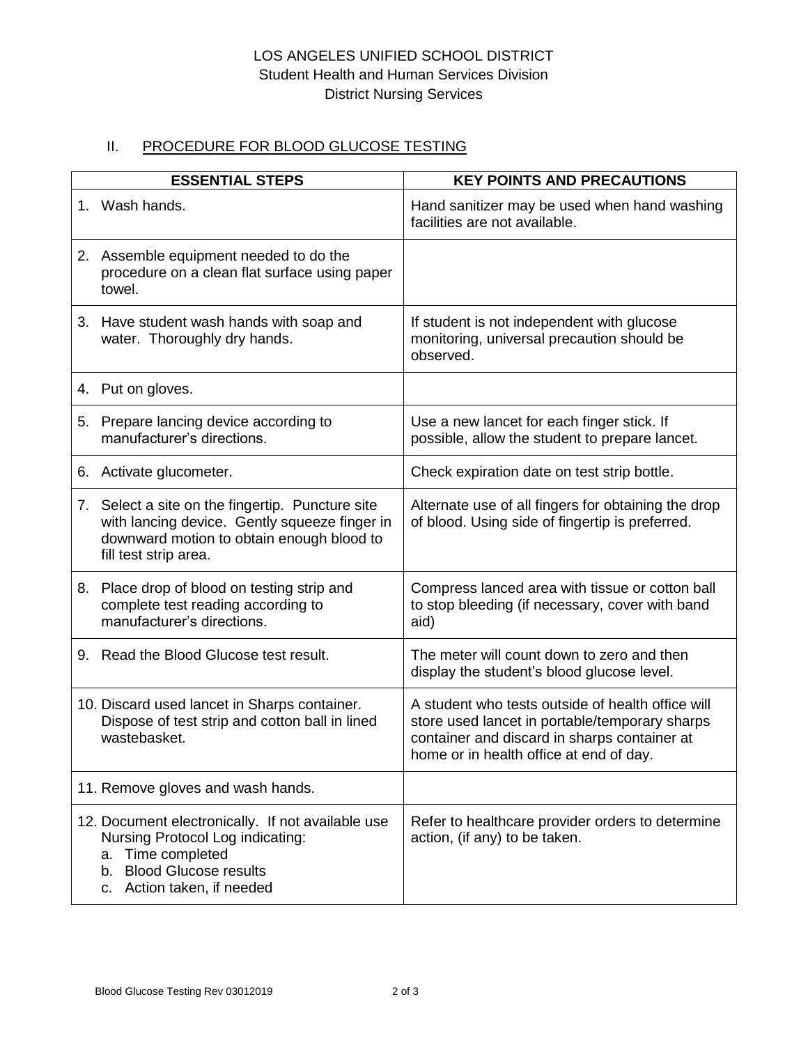LOS ANGELES UNIFIED SCHOOL DISTRICT
Student Health and Human Services Division
District Nursing Services

## II. PROCEDURE FOR BLOOD GLUCOSE TESTING

| ESSENTIAL STEPS | KEY POINTS AND PRECAUTIONS |
|---|---|
| 1. Wash hands. | Hand sanitizer may be used when hand washing facilities are not available. |
| 2. Assemble equipment needed to do the procedure on a clean flat surface using paper towel. | |
| 3. Have student wash hands with soap and water. Thoroughly dry hands. | If student is not independent with glucose monitoring, universal precaution should be observed. |
| 4. Put on gloves. | |
| 5. Prepare lancing device according to manufacturer's directions. | Use a new lancet for each finger stick. If possible, allow the student to prepare lancet. |
| 6. Activate glucometer. | Check expiration date on test strip bottle. |
| 7. Select a site on the fingertip. Puncture site with lancing device. Gently squeeze finger in downward motion to obtain enough blood to fill test strip area. | Alternate use of all fingers for obtaining the drop of blood. Using side of fingertip is preferred. |
| 8. Place drop of blood on testing strip and complete test reading according to manufacturer's directions. | Compress lanced area with tissue or cotton ball to stop bleeding (if necessary, cover with band aid) |
| 9. Read the Blood Glucose test result. | The meter will count down to zero and then display the student's blood glucose level. |
| 10. Discard used lancet in Sharps container. Dispose of test strip and cotton ball in lined wastebasket. | A student who tests outside of health office will store used lancet in portable/temporary sharps container and discard in sharps container at home or in health office at end of day. |
| 11. Remove gloves and wash hands. | |
| 12. Document electronically. If not available use Nursing Protocol Log indicating: a. Time completed b. Blood Glucose results c. Action taken, if needed | Refer to healthcare provider orders to determine action, (if any) to be taken. |

Blood Glucose Testing Rev 03012019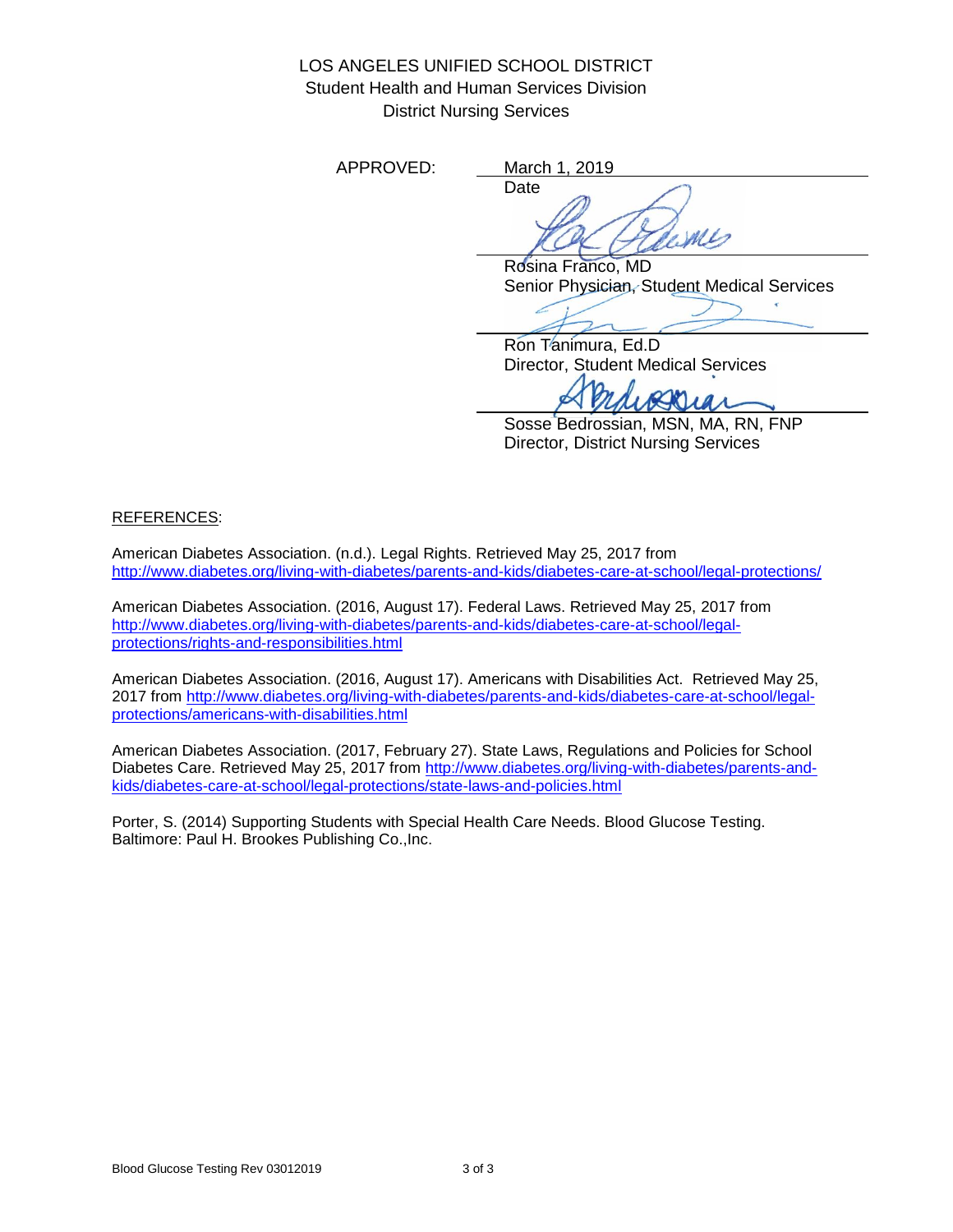LOS ANGELES UNIFIED SCHOOL DISTRICT
Student Health and Human Services Division
District Nursing Services

APPROVED: March 1, 2019
Date

Rosina Franco, MD
Senior Physician, Student Medical Services

Ron Tanimura, Ed.D
Director, Student Medical Services

Sosse Bedrossian, MSN, MA, RN, FNP
Director, District Nursing Services

REFERENCES:

American Diabetes Association. (n.d.). Legal Rights. Retrieved May 25, 2017 from http://www.diabetes.org/living-with-diabetes/parents-and-kids/diabetes-care-at-school/legal-protections/

American Diabetes Association. (2016, August 17). Federal Laws. Retrieved May 25, 2017 from http://www.diabetes.org/living-with-diabetes/parents-and-kids/diabetes-care-at-school/legal-protections/rights-and-responsibilities.html

American Diabetes Association. (2016, August 17). Americans with Disabilities Act. Retrieved May 25, 2017 from http://www.diabetes.org/living-with-diabetes/parents-and-kids/diabetes-care-at-school/legal-protections/americans-with-disabilities.html

American Diabetes Association. (2017, February 27). State Laws, Regulations and Policies for School Diabetes Care. Retrieved May 25, 2017 from http://www.diabetes.org/living-with-diabetes/parents-and-kids/diabetes-care-at-school/legal-protections/state-laws-and-policies.html

Porter, S. (2014) Supporting Students with Special Health Care Needs. Blood Glucose Testing. Baltimore: Paul H. Brookes Publishing Co.,Inc.